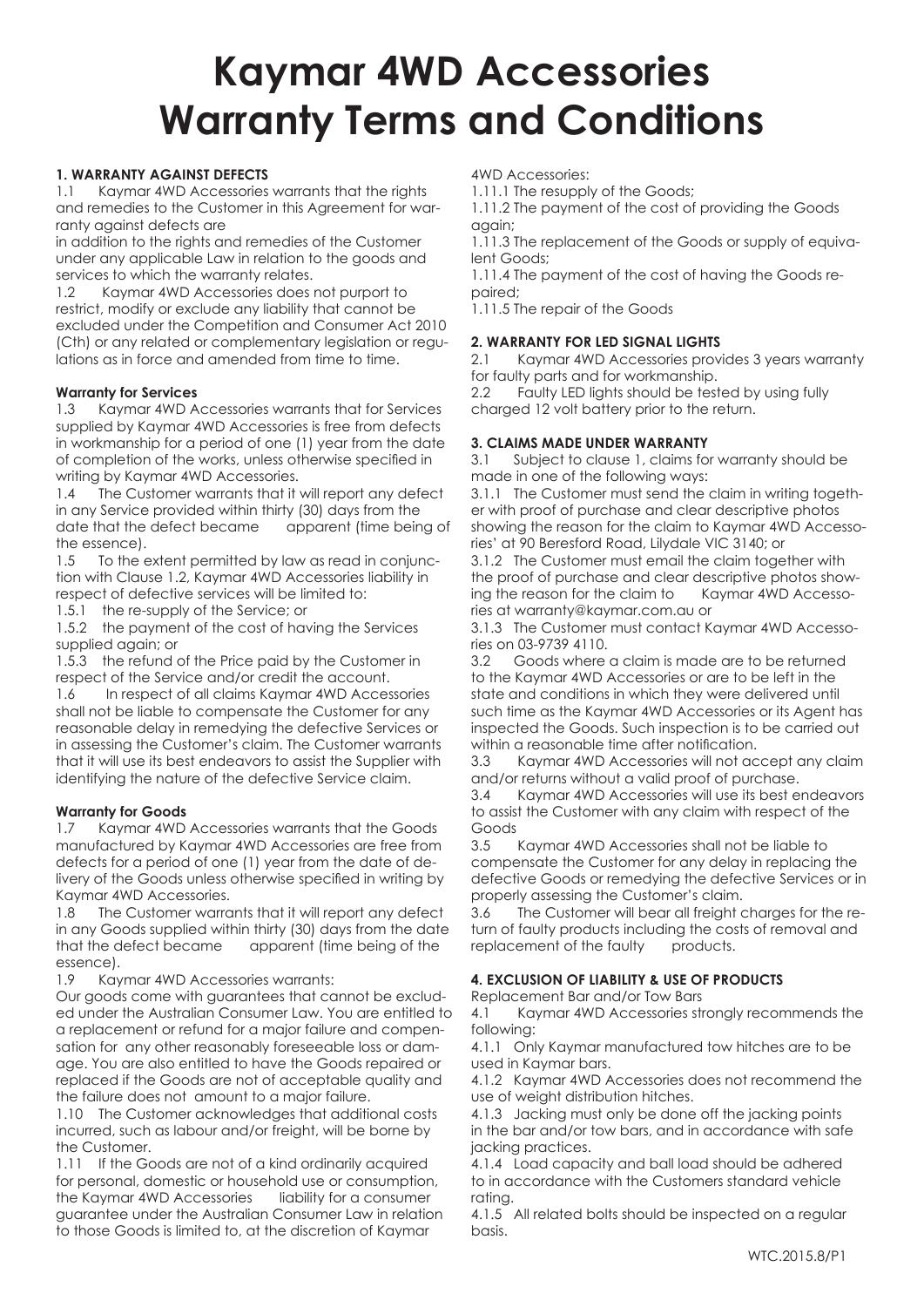# Kaymar 4WD Accessories Warranty Terms and Conditions

**1. WARRANTY AGAINST DEFECTS**

1.1 Kaymar 4WD Accessories warrants that the rights and remedies to the Customer in this Agreement for warranty against defects are in addition to the rights and remedies of the Customer under any applicable Law in relation to the goods and services to which the warranty relates.

1.2 Kaymar 4WD Accessories does not purport to restrict, modify or exclude any liability that cannot be excluded under the Competition and Consumer Act 2010 (Cth) or any related or complementary legislation or regulations as in force and amended from time to time.

**Warranty for Services**

1.3 Kaymar 4WD Accessories warrants that for Services supplied by Kaymar 4WD Accessories is free from defects in workmanship for a period of one (1) year from the date of completion of the works, unless otherwise specified in writing by Kaymar 4WD Accessories.

1.4 The Customer warrants that it will report any defect in any Service provided within thirty (30) days from the date that the defect became apparent (time being of the essence).

1.5 To the extent permitted by law as read in conjunction with Clause 1.2, Kaymar 4WD Accessories liability in respect of defective services will be limited to:

1.5.1 the re-supply of the Service; or

1.5.2 the payment of the cost of having the Services supplied again; or

1.5.3 the refund of the Price paid by the Customer in respect of the Service and/or credit the account.

1.6 In respect of all claims Kaymar 4WD Accessories shall not be liable to compensate the Customer for any reasonable delay in remedying the defective Services or in assessing the Customer's claim. The Customer warrants that it will use its best endeavors to assist the Supplier with identifying the nature of the defective Service claim.

**Warranty for Goods**

1.7 Kaymar 4WD Accessories warrants that the Goods manufactured by Kaymar 4WD Accessories are free from defects for a period of one (1) year from the date of delivery of the Goods unless otherwise specified in writing by Kaymar 4WD Accessories.

1.8 The Customer warrants that it will report any defect in any Goods supplied within thirty (30) days from the date that the defect became apparent (time being of the essence).

1.9 Kaymar 4WD Accessories warrants:

Our goods come with guarantees that cannot be excluded under the Australian Consumer Law. You are entitled to a replacement or refund for a major failure and compensation for any other reasonably foreseeable loss or damage. You are also entitled to have the Goods repaired or replaced if the Goods are not of acceptable quality and the failure does not amount to a major failure.

1.10 The Customer acknowledges that additional costs incurred, such as labour and/or freight, will be borne by the Customer.

1.11 If the Goods are not of a kind ordinarily acquired for personal, domestic or household use or consumption, the Kaymar 4WD Accessories liability for a consumer guarantee under the Australian Consumer Law in relation to those Goods is limited to, at the discretion of Kaymar 4WD Accessories:

1.11.1 The resupply of the Goods;

1.11.2 The payment of the cost of providing the Goods again;

1.11.3 The replacement of the Goods or supply of equivalent Goods;

1.11.4 The payment of the cost of having the Goods repaired;

1.11.5 The repair of the Goods

**2. WARRANTY FOR LED SIGNAL LIGHTS**

2.1 Kaymar 4WD Accessories provides 3 years warranty for faulty parts and for workmanship.

2.2 Faulty LED lights should be tested by using fully charged 12 volt battery prior to the return.

**3. CLAIMS MADE UNDER WARRANTY**

3.1 Subject to clause 1, claims for warranty should be made in one of the following ways:

3.1.1 The Customer must send the claim in writing together with proof of purchase and clear descriptive photos showing the reason for the claim to Kaymar 4WD Accessories' at 90 Beresford Road, Lilydale VIC 3140; or

3.1.2 The Customer must email the claim together with the proof of purchase and clear descriptive photos showing the reason for the claim to Kaymar 4WD Accessories at warranty@kaymar.com.au or

3.1.3 The Customer must contact Kaymar 4WD Accessories on 03-9739 4110.

3.2 Goods where a claim is made are to be returned to the Kaymar 4WD Accessories or are to be left in the state and conditions in which they were delivered until such time as the Kaymar 4WD Accessories or its Agent has inspected the Goods. Such inspection is to be carried out within a reasonable time after notification.

3.3 Kaymar 4WD Accessories will not accept any claim and/or returns without a valid proof of purchase.

3.4 Kaymar 4WD Accessories will use its best endeavors to assist the Customer with any claim with respect of the Goods

3.5 Kaymar 4WD Accessories shall not be liable to compensate the Customer for any delay in replacing the defective Goods or remedying the defective Services or in properly assessing the Customer's claim.

3.6 The Customer will bear all freight charges for the return of faulty products including the costs of removal and replacement of the faulty products.

**4. EXCLUSION OF LIABILITY & USE OF PRODUCTS**

Replacement Bar and/or Tow Bars

4.1 Kaymar 4WD Accessories strongly recommends the following:

4.1.1 Only Kaymar manufactured tow hitches are to be used in Kaymar bars.

4.1.2 Kaymar 4WD Accessories does not recommend the use of weight distribution hitches.

4.1.3 Jacking must only be done off the jacking points in the bar and/or tow bars, and in accordance with safe jacking practices.

4.1.4 Load capacity and ball load should be adhered to in accordance with the Customers standard vehicle rating.

4.1.5 All related bolts should be inspected on a regular basis.

WTC.2015.8/P1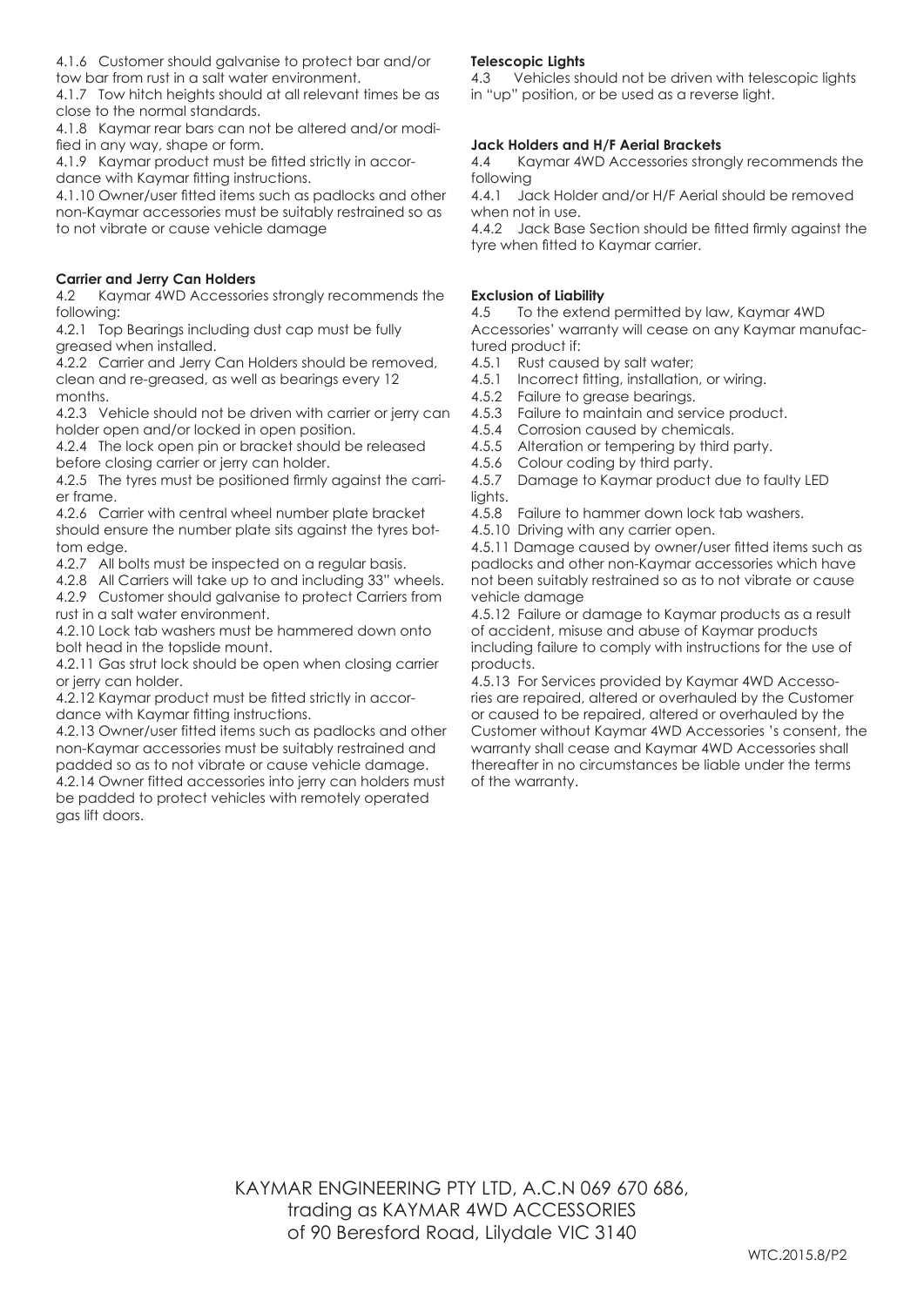4.1.6 Customer should galvanise to protect bar and/or tow bar from rust in a salt water environment.

4.1.7 Tow hitch heights should at all relevant times be as close to the normal standards.

4.1.8 Kaymar rear bars can not be altered and/or modified in any way, shape or form.

4.1.9 Kaymar product must be fitted strictly in accordance with Kaymar fitting instructions.

4.1.10 Owner/user fitted items such as padlocks and other non-Kaymar accessories must be suitably restrained so as to not vibrate or cause vehicle damage

**Carrier and Jerry Can Holders**

4.2 Kaymar 4WD Accessories strongly recommends the following:

4.2.1 Top Bearings including dust cap must be fully greased when installed.

4.2.2 Carrier and Jerry Can Holders should be removed, clean and re-greased, as well as bearings every 12 months.

4.2.3 Vehicle should not be driven with carrier or jerry can holder open and/or locked in open position.

4.2.4 The lock open pin or bracket should be released before closing carrier or jerry can holder.

4.2.5 The tyres must be positioned firmly against the carrier frame.

4.2.6 Carrier with central wheel number plate bracket should ensure the number plate sits against the tyres bottom edge.

4.2.7 All bolts must be inspected on a regular basis.

4.2.8 All Carriers will take up to and including 33" wheels.

4.2.9 Customer should galvanise to protect Carriers from rust in a salt water environment.

4.2.10 Lock tab washers must be hammered down onto bolt head in the topslide mount.

4.2.11 Gas strut lock should be open when closing carrier or jerry can holder.

4.2.12 Kaymar product must be fitted strictly in accordance with Kaymar fitting instructions.

4.2.13 Owner/user fitted items such as padlocks and other non-Kaymar accessories must be suitably restrained and padded so as to not vibrate or cause vehicle damage.

4.2.14 Owner fitted accessories into jerry can holders must be padded to protect vehicles with remotely operated gas lift doors.

**Telescopic Lights**

4.3 Vehicles should not be driven with telescopic lights in "up" position, or be used as a reverse light.

**Jack Holders and H/F Aerial Brackets**

4.4 Kaymar 4WD Accessories strongly recommends the following

4.4.1 Jack Holder and/or H/F Aerial should be removed when not in use.

4.4.2 Jack Base Section should be fitted firmly against the tyre when fitted to Kaymar carrier.

**Exclusion of Liability**

4.5 To the extend permitted by law, Kaymar 4WD Accessories' warranty will cease on any Kaymar manufactured product if:

4.5.1 Rust caused by salt water;

4.5.1 Incorrect fitting, installation, or wiring.

4.5.2 Failure to grease bearings.

4.5.3 Failure to maintain and service product.

4.5.4 Corrosion caused by chemicals.

4.5.5 Alteration or tempering by third party.

4.5.6 Colour coding by third party.

4.5.7 Damage to Kaymar product due to faulty LED lights.

4.5.8 Failure to hammer down lock tab washers.

4.5.10 Driving with any carrier open.

4.5.11 Damage caused by owner/user fitted items such as padlocks and other non-Kaymar accessories which have not been suitably restrained so as to not vibrate or cause vehicle damage

4.5.12 Failure or damage to Kaymar products as a result of accident, misuse and abuse of Kaymar products including failure to comply with instructions for the use of products.

4.5.13 For Services provided by Kaymar 4WD Accessories are repaired, altered or overhauled by the Customer or caused to be repaired, altered or overhauled by the Customer without Kaymar 4WD Accessories 's consent, the warranty shall cease and Kaymar 4WD Accessories shall thereafter in no circumstances be liable under the terms of the warranty.

KAYMAR ENGINEERING PTY LTD, A.C.N 069 670 686,
trading as KAYMAR 4WD ACCESSORIES
of 90 Beresford Road, Lilydale VIC 3140

WTC.2015.8/P2